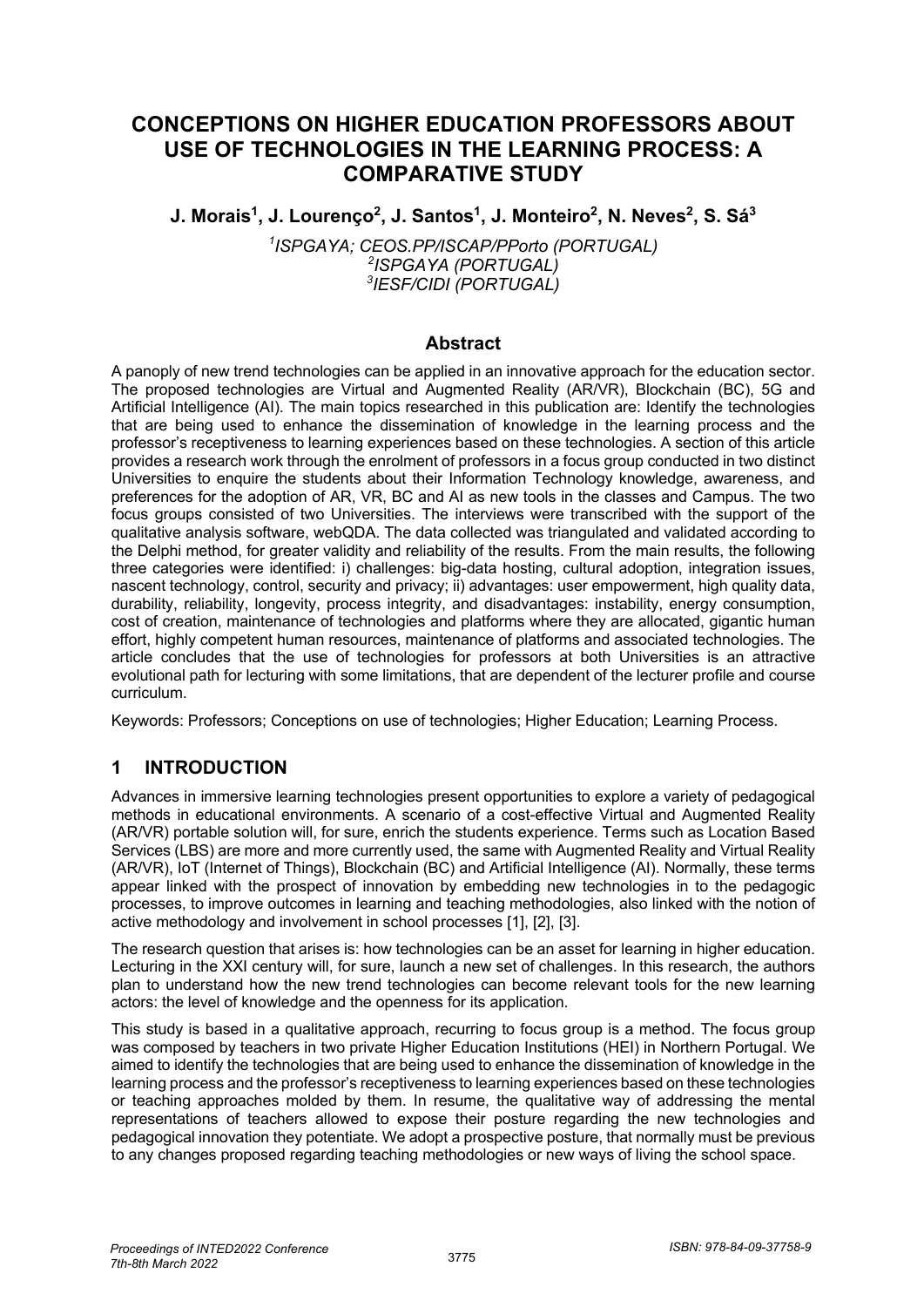# CONCEPTIONS ON HIGHER EDUCATION PROFESSORS ABOUT USE OF TECHNOLOGIES IN THE LEARNING PROCESS: A COMPARATIVE STUDY

**J. Morais[1], J. Lourenço[2], J. Santos[1], J. Monteiro[2], N. Neves[2], S. Sá[3]**

*[1]ISPGAYA; CEOS.PP/ISCAP/PPorto (PORTUGAL)*
*[2]ISPGAYA (PORTUGAL)*
*[3]IESF/CIDI (PORTUGAL)*

## Abstract

A panoply of new trend technologies can be applied in an innovative approach for the education sector. The proposed technologies are Virtual and Augmented Reality (AR/VR), Blockchain (BC), 5G and Artificial Intelligence (AI). The main topics researched in this publication are: Identify the technologies that are being used to enhance the dissemination of knowledge in the learning process and the professor's receptiveness to learning experiences based on these technologies. A section of this article provides a research work through the enrolment of professors in a focus group conducted in two distinct Universities to enquire the students about their Information Technology knowledge, awareness, and preferences for the adoption of AR, VR, BC and AI as new tools in the classes and Campus. The two focus groups consisted of two Universities. The interviews were transcribed with the support of the qualitative analysis software, webQDA. The data collected was triangulated and validated according to the Delphi method, for greater validity and reliability of the results. From the main results, the following three categories were identified: i) challenges: big-data hosting, cultural adoption, integration issues, nascent technology, control, security and privacy; ii) advantages: user empowerment, high quality data, durability, reliability, longevity, process integrity, and disadvantages: instability, energy consumption, cost of creation, maintenance of technologies and platforms where they are allocated, gigantic human effort, highly competent human resources, maintenance of platforms and associated technologies. The article concludes that the use of technologies for professors at both Universities is an attractive evolutional path for lecturing with some limitations, that are dependent of the lecturer profile and course curriculum.

Keywords: Professors; Conceptions on use of technologies; Higher Education; Learning Process.

## 1 INTRODUCTION

Advances in immersive learning technologies present opportunities to explore a variety of pedagogical methods in educational environments. A scenario of a cost-effective Virtual and Augmented Reality (AR/VR) portable solution will, for sure, enrich the students experience. Terms such as Location Based Services (LBS) are more and more currently used, the same with Augmented Reality and Virtual Reality (AR/VR), IoT (Internet of Things), Blockchain (BC) and Artificial Intelligence (AI). Normally, these terms appear linked with the prospect of innovation by embedding new technologies in to the pedagogic processes, to improve outcomes in learning and teaching methodologies, also linked with the notion of active methodology and involvement in school processes [1], [2], [3].

The research question that arises is: how technologies can be an asset for learning in higher education. Lecturing in the XXI century will, for sure, launch a new set of challenges. In this research, the authors plan to understand how the new trend technologies can become relevant tools for the new learning actors: the level of knowledge and the openness for its application.

This study is based in a qualitative approach, recurring to focus group is a method. The focus group was composed by teachers in two private Higher Education Institutions (HEI) in Northern Portugal. We aimed to identify the technologies that are being used to enhance the dissemination of knowledge in the learning process and the professor's receptiveness to learning experiences based on these technologies or teaching approaches molded by them. In resume, the qualitative way of addressing the mental representations of teachers allowed to expose their posture regarding the new technologies and pedagogical innovation they potentiate. We adopt a prospective posture, that normally must be previous to any changes proposed regarding teaching methodologies or new ways of living the school space.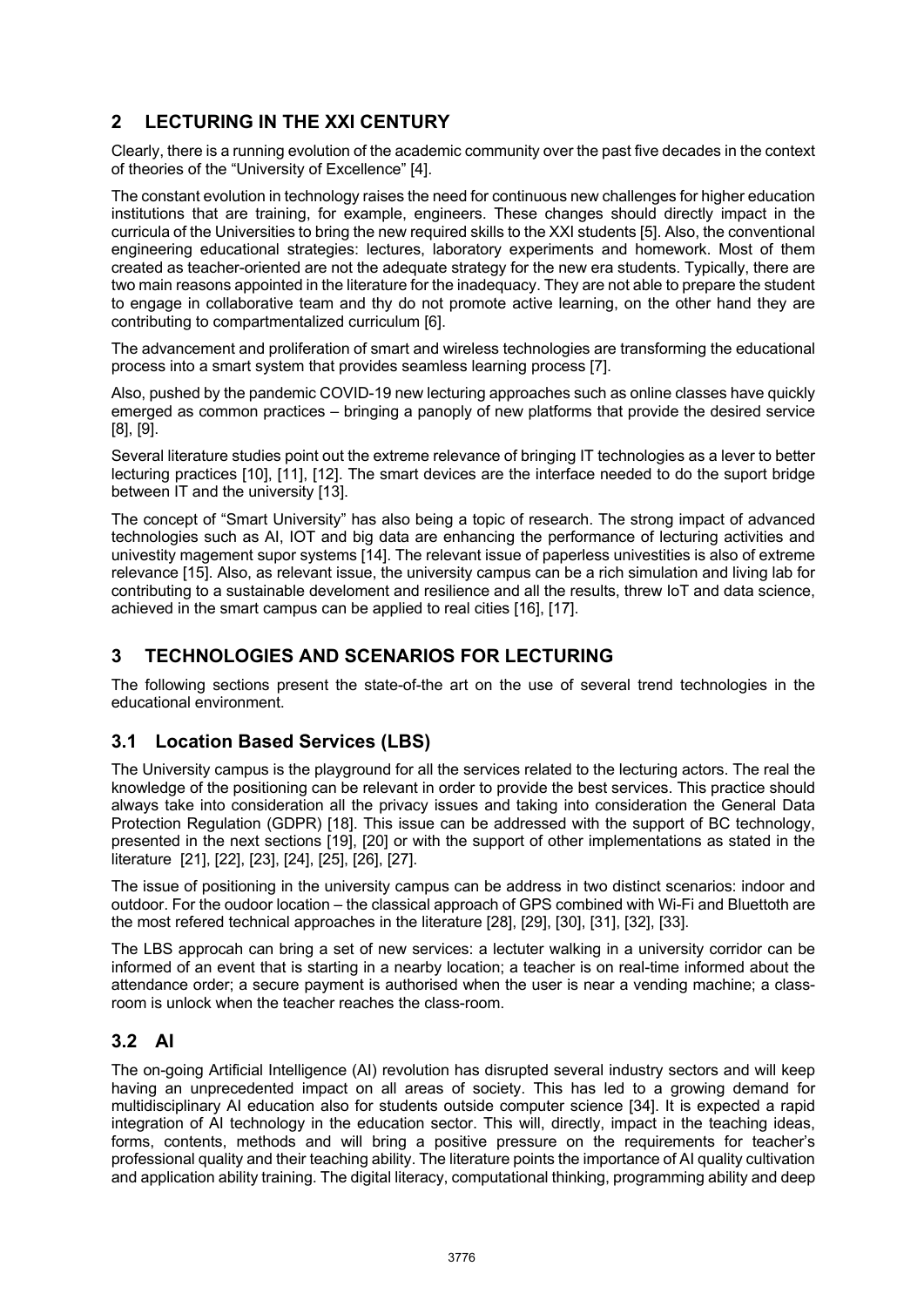## 2 LECTURING IN THE XXI CENTURY

Clearly, there is a running evolution of the academic community over the past five decades in the context of theories of the "University of Excellence" [4].

The constant evolution in technology raises the need for continuous new challenges for higher education institutions that are training, for example, engineers. These changes should directly impact in the curricula of the Universities to bring the new required skills to the XXI students [5]. Also, the conventional engineering educational strategies: lectures, laboratory experiments and homework. Most of them created as teacher-oriented are not the adequate strategy for the new era students. Typically, there are two main reasons appointed in the literature for the inadequacy. They are not able to prepare the student to engage in collaborative team and thy do not promote active learning, on the other hand they are contributing to compartmentalized curriculum [6].

The advancement and proliferation of smart and wireless technologies are transforming the educational process into a smart system that provides seamless learning process [7].

Also, pushed by the pandemic COVID-19 new lecturing approaches such as online classes have quickly emerged as common practices – bringing a panoply of new platforms that provide the desired service [8], [9].

Several literature studies point out the extreme relevance of bringing IT technologies as a lever to better lecturing practices [10], [11], [12]. The smart devices are the interface needed to do the suport bridge between IT and the university [13].

The concept of "Smart University" has also being a topic of research. The strong impact of advanced technologies such as AI, IOT and big data are enhancing the performance of lecturing activities and univestity magement supor systems [14]. The relevant issue of paperless univestities is also of extreme relevance [15]. Also, as relevant issue, the university campus can be a rich simulation and living lab for contributing to a sustainable develoment and resilience and all the results, threw IoT and data science, achieved in the smart campus can be applied to real cities [16], [17].

## 3 TECHNOLOGIES AND SCENARIOS FOR LECTURING

The following sections present the state-of-the art on the use of several trend technologies in the educational environment.

### 3.1 Location Based Services (LBS)

The University campus is the playground for all the services related to the lecturing actors. The real the knowledge of the positioning can be relevant in order to provide the best services. This practice should always take into consideration all the privacy issues and taking into consideration the General Data Protection Regulation (GDPR) [18]. This issue can be addressed with the support of BC technology, presented in the next sections [19], [20] or with the support of other implementations as stated in the literature [21], [22], [23], [24], [25], [26], [27].

The issue of positioning in the university campus can be address in two distinct scenarios: indoor and outdoor. For the oudoor location – the classical approach of GPS combined with Wi-Fi and Bluettoth are the most refered technical approaches in the literature [28], [29], [30], [31], [32], [33].

The LBS approcah can bring a set of new services: a lectuter walking in a university corridor can be informed of an event that is starting in a nearby location; a teacher is on real-time informed about the attendance order; a secure payment is authorised when the user is near a vending machine; a class-room is unlock when the teacher reaches the class-room.

### 3.2 AI

The on-going Artificial Intelligence (AI) revolution has disrupted several industry sectors and will keep having an unprecedented impact on all areas of society. This has led to a growing demand for multidisciplinary AI education also for students outside computer science [34]. It is expected a rapid integration of AI technology in the education sector. This will, directly, impact in the teaching ideas, forms, contents, methods and will bring a positive pressure on the requirements for teacher's professional quality and their teaching ability. The literature points the importance of AI quality cultivation and application ability training. The digital literacy, computational thinking, programming ability and deep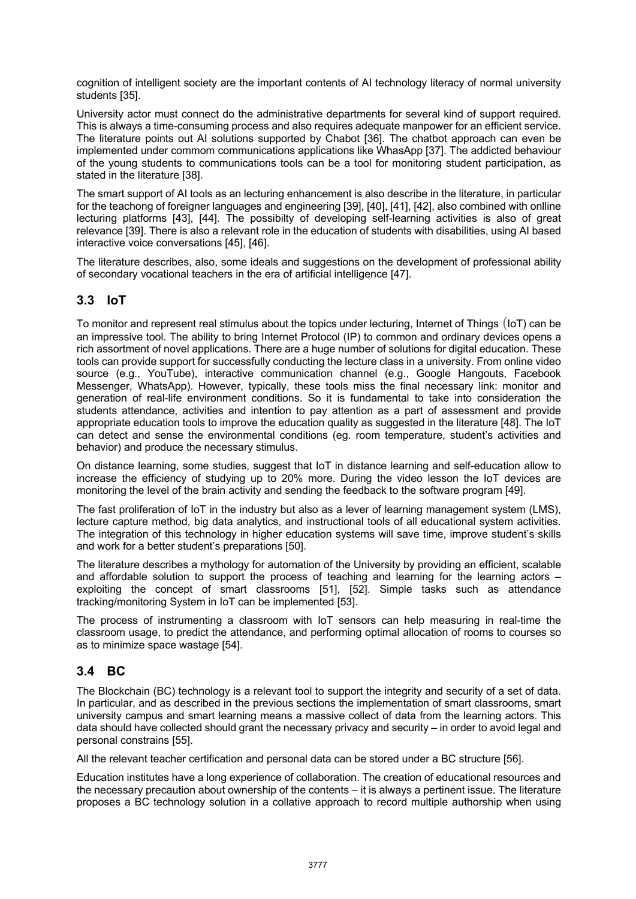cognition of intelligent society are the important contents of AI technology literacy of normal university students [35].

University actor must connect do the administrative departments for several kind of support required. This is always a time-consuming process and also requires adequate manpower for an efficient service. The literature points out AI solutions supported by Chabot [36]. The chatbot approach can even be implemented under commom communications applications like WhasApp [37]. The addicted behaviour of the young students to communications tools can be a tool for monitoring student participation, as stated in the literature [38].

The smart support of AI tools as an lecturing enhancement is also describe in the literature, in particular for the teachong of foreigner languages and engineering [39], [40], [41], [42], also combined with onlline lecturing platforms [43], [44]. The possibilty of developing self-learning activities is also of great relevance [39]. There is also a relevant role in the education of students with disabilities, using AI based interactive voice conversations [45], [46].

The literature describes, also, some ideals and suggestions on the development of professional ability of secondary vocational teachers in the era of artificial intelligence [47].

## 3.3 IoT

To monitor and represent real stimulus about the topics under lecturing, Internet of Things (IoT) can be an impressive tool. The ability to bring Internet Protocol (IP) to common and ordinary devices opens a rich assortment of novel applications. There are a huge number of solutions for digital education. These tools can provide support for successfully conducting the lecture class in a university. From online video source (e.g., YouTube), interactive communication channel (e.g., Google Hangouts, Facebook Messenger, WhatsApp). However, typically, these tools miss the final necessary link: monitor and generation of real-life environment conditions. So it is fundamental to take into consideration the students attendance, activities and intention to pay attention as a part of assessment and provide appropriate education tools to improve the education quality as suggested in the literature [48]. The IoT can detect and sense the environmental conditions (eg. room temperature, student's activities and behavior) and produce the necessary stimulus.

On distance learning, some studies, suggest that IoT in distance learning and self-education allow to increase the efficiency of studying up to 20% more. During the video lesson the IoT devices are monitoring the level of the brain activity and sending the feedback to the software program [49].

The fast proliferation of IoT in the industry but also as a lever of learning management system (LMS), lecture capture method, big data analytics, and instructional tools of all educational system activities. The integration of this technology in higher education systems will save time, improve student's skills and work for a better student's preparations [50].

The literature describes a mythology for automation of the University by providing an efficient, scalable and affordable solution to support the process of teaching and learning for the learning actors – exploiting the concept of smart classrooms [51], [52]. Simple tasks such as attendance tracking/monitoring System in IoT can be implemented [53].

The process of instrumenting a classroom with IoT sensors can help measuring in real-time the classroom usage, to predict the attendance, and performing optimal allocation of rooms to courses so as to minimize space wastage [54].

## 3.4 BC

The Blockchain (BC) technology is a relevant tool to support the integrity and security of a set of data. In particular, and as described in the previous sections the implementation of smart classrooms, smart university campus and smart learning means a massive collect of data from the learning actors. This data should have collected should grant the necessary privacy and security – in order to avoid legal and personal constrains [55].

All the relevant teacher certification and personal data can be stored under a BC structure [56].

Education institutes have a long experience of collaboration. The creation of educational resources and the necessary precaution about ownership of the contents – it is always a pertinent issue. The literature proposes a BC technology solution in a collative approach to record multiple authorship when using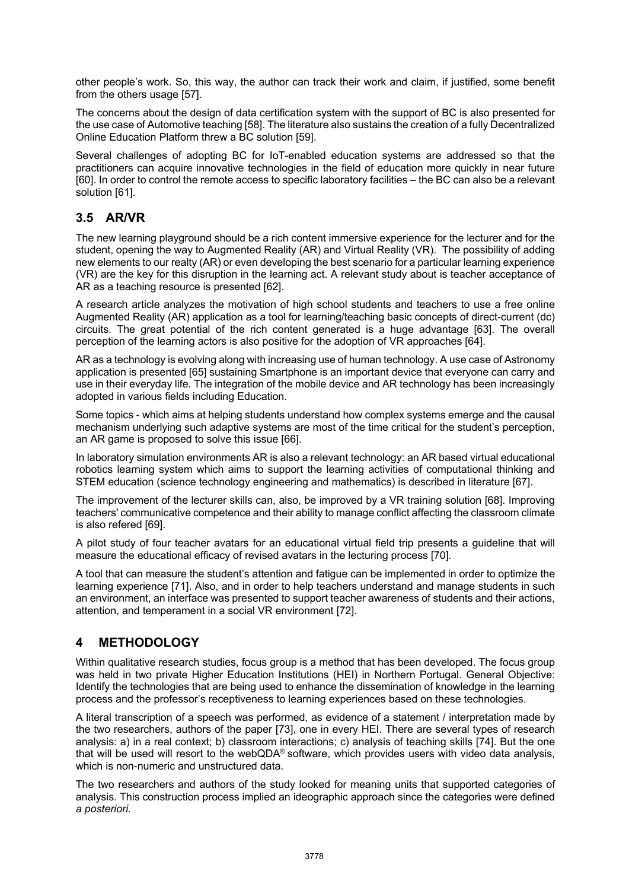other people's work. So, this way, the author can track their work and claim, if justified, some benefit from the others usage [57].

The concerns about the design of data certification system with the support of BC is also presented for the use case of Automotive teaching [58]. The literature also sustains the creation of a fully Decentralized Online Education Platform threw a BC solution [59].

Several challenges of adopting BC for IoT-enabled education systems are addressed so that the practitioners can acquire innovative technologies in the field of education more quickly in near future [60]. In order to control the remote access to specific laboratory facilities – the BC can also be a relevant solution [61].

## 3.5 AR/VR

The new learning playground should be a rich content immersive experience for the lecturer and for the student, opening the way to Augmented Reality (AR) and Virtual Reality (VR). The possibility of adding new elements to our realty (AR) or even developing the best scenario for a particular learning experience (VR) are the key for this disruption in the learning act. A relevant study about is teacher acceptance of AR as a teaching resource is presented [62].

A research article analyzes the motivation of high school students and teachers to use a free online Augmented Reality (AR) application as a tool for learning/teaching basic concepts of direct-current (dc) circuits. The great potential of the rich content generated is a huge advantage [63]. The overall perception of the learning actors is also positive for the adoption of VR approaches [64].

AR as a technology is evolving along with increasing use of human technology. A use case of Astronomy application is presented [65] sustaining Smartphone is an important device that everyone can carry and use in their everyday life. The integration of the mobile device and AR technology has been increasingly adopted in various fields including Education.

Some topics - which aims at helping students understand how complex systems emerge and the causal mechanism underlying such adaptive systems are most of the time critical for the student's perception, an AR game is proposed to solve this issue [66].

In laboratory simulation environments AR is also a relevant technology: an AR based virtual educational robotics learning system which aims to support the learning activities of computational thinking and STEM education (science technology engineering and mathematics) is described in literature [67].

The improvement of the lecturer skills can, also, be improved by a VR training solution [68]. Improving teachers' communicative competence and their ability to manage conflict affecting the classroom climate is also refered [69].

A pilot study of four teacher avatars for an educational virtual field trip presents a guideline that will measure the educational efficacy of revised avatars in the lecturing process [70].

A tool that can measure the student's attention and fatigue can be implemented in order to optimize the learning experience [71]. Also, and in order to help teachers understand and manage students in such an environment, an interface was presented to support teacher awareness of students and their actions, attention, and temperament in a social VR environment [72].

# 4 METHODOLOGY

Within qualitative research studies, focus group is a method that has been developed. The focus group was held in two private Higher Education Institutions (HEI) in Northern Portugal. General Objective: Identify the technologies that are being used to enhance the dissemination of knowledge in the learning process and the professor's receptiveness to learning experiences based on these technologies.

A literal transcription of a speech was performed, as evidence of a statement / interpretation made by the two researchers, authors of the paper [73], one in every HEI. There are several types of research analysis: a) in a real context; b) classroom interactions; c) analysis of teaching skills [74]. But the one that will be used will resort to the webQDA® software, which provides users with video data analysis, which is non-numeric and unstructured data.

The two researchers and authors of the study looked for meaning units that supported categories of analysis. This construction process implied an ideographic approach since the categories were defined *a posteriori*.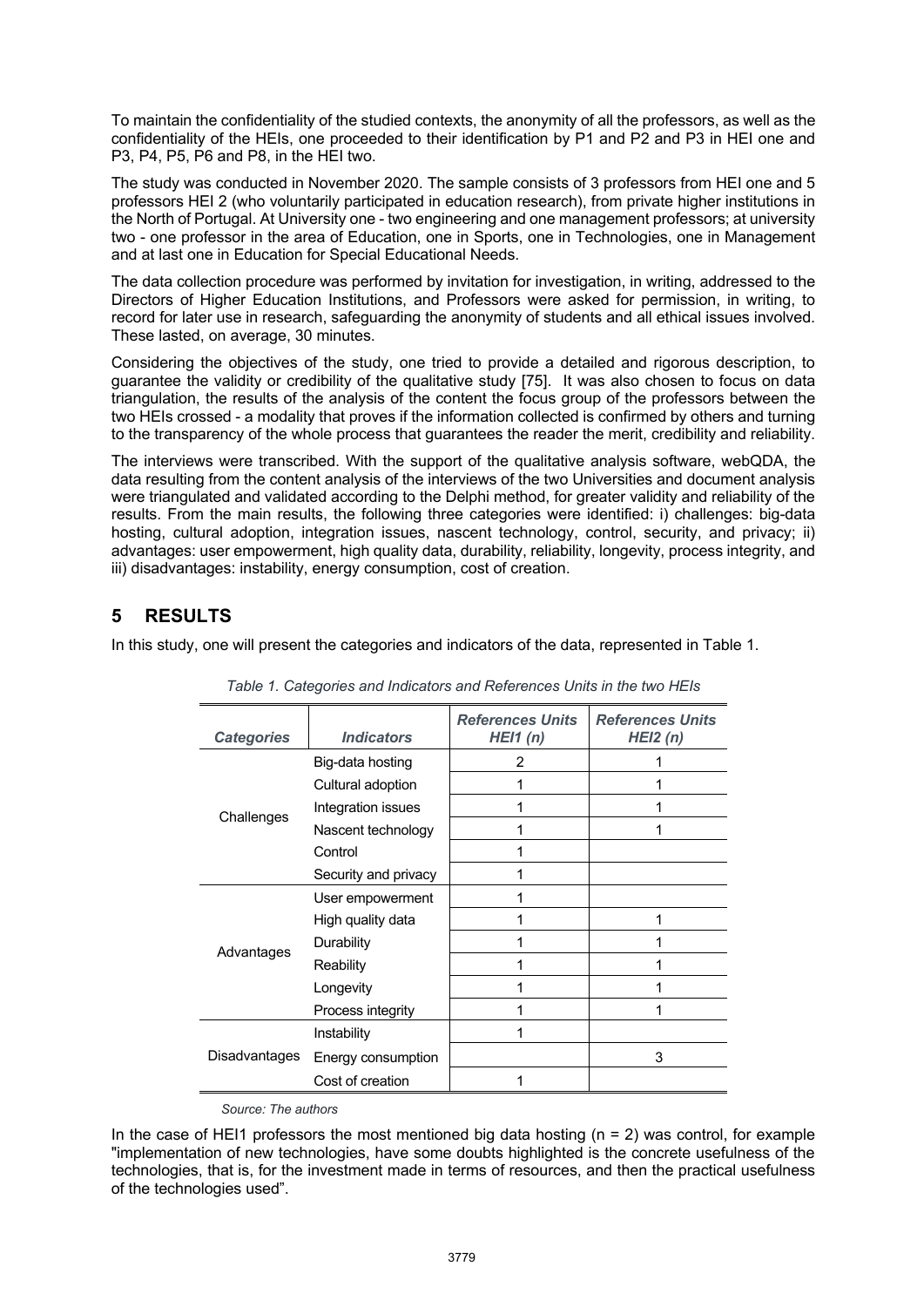To maintain the confidentiality of the studied contexts, the anonymity of all the professors, as well as the confidentiality of the HEIs, one proceeded to their identification by P1 and P2 and P3 in HEI one and P3, P4, P5, P6 and P8, in the HEI two.

The study was conducted in November 2020. The sample consists of 3 professors from HEI one and 5 professors HEI 2 (who voluntarily participated in education research), from private higher institutions in the North of Portugal. At University one - two engineering and one management professors; at university two - one professor in the area of Education, one in Sports, one in Technologies, one in Management and at last one in Education for Special Educational Needs.

The data collection procedure was performed by invitation for investigation, in writing, addressed to the Directors of Higher Education Institutions, and Professors were asked for permission, in writing, to record for later use in research, safeguarding the anonymity of students and all ethical issues involved. These lasted, on average, 30 minutes.

Considering the objectives of the study, one tried to provide a detailed and rigorous description, to guarantee the validity or credibility of the qualitative study [75]. It was also chosen to focus on data triangulation, the results of the analysis of the content the focus group of the professors between the two HEIs crossed - a modality that proves if the information collected is confirmed by others and turning to the transparency of the whole process that guarantees the reader the merit, credibility and reliability.

The interviews were transcribed. With the support of the qualitative analysis software, webQDA, the data resulting from the content analysis of the interviews of the two Universities and document analysis were triangulated and validated according to the Delphi method, for greater validity and reliability of the results. From the main results, the following three categories were identified: i) challenges: big-data hosting, cultural adoption, integration issues, nascent technology, control, security, and privacy; ii) advantages: user empowerment, high quality data, durability, reliability, longevity, process integrity, and iii) disadvantages: instability, energy consumption, cost of creation.

# 5 RESULTS

In this study, one will present the categories and indicators of the data, represented in Table 1.

*Table 1. Categories and Indicators and References Units in the two HEIs*

| *Categories* | *Indicators* | *References Units HEI1 (n)* | *References Units HEI2 (n)* |
|---|---|---|---|
| Challenges | Big-data hosting | 2 | 1 |
| | Cultural adoption | 1 | 1 |
| | Integration issues | 1 | 1 |
| | Nascent technology | 1 | 1 |
| | Control | 1 | |
| | Security and privacy | 1 | |
| Advantages | User empowerment | 1 | |
| | High quality data | 1 | 1 |
| | Durability | 1 | 1 |
| | Reability | 1 | 1 |
| | Longevity | 1 | 1 |
| | Process integrity | 1 | 1 |
| Disadvantages | Instability | 1 | |
| | Energy consumption | | 3 |
| | Cost of creation | 1 | |

*Source: The authors*

In the case of HEI1 professors the most mentioned big data hosting (n = 2) was control, for example "implementation of new technologies, have some doubts highlighted is the concrete usefulness of the technologies, that is, for the investment made in terms of resources, and then the practical usefulness of the technologies used".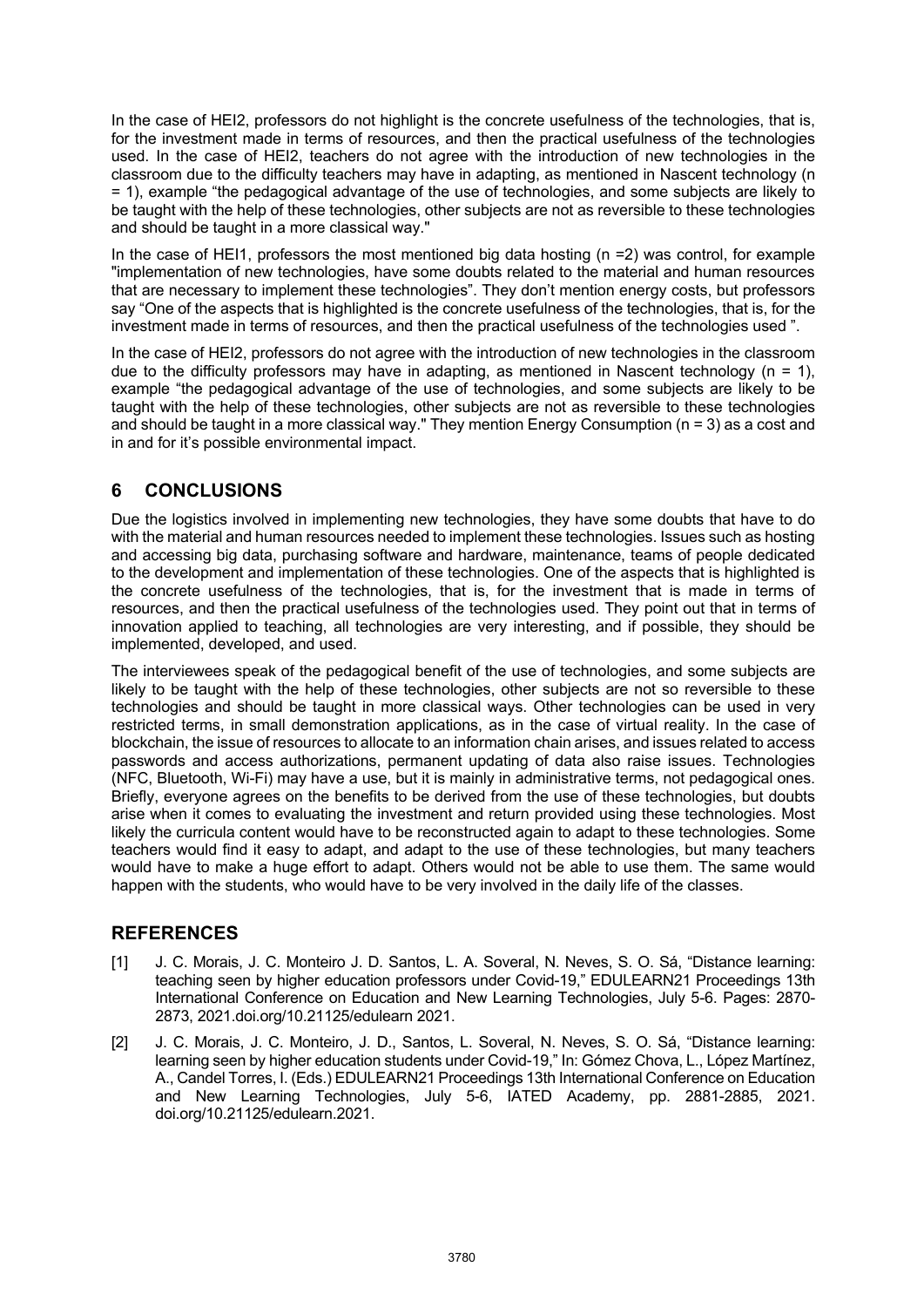In the case of HEI2, professors do not highlight is the concrete usefulness of the technologies, that is, for the investment made in terms of resources, and then the practical usefulness of the technologies used. In the case of HEI2, teachers do not agree with the introduction of new technologies in the classroom due to the difficulty teachers may have in adapting, as mentioned in Nascent technology (n = 1), example "the pedagogical advantage of the use of technologies, and some subjects are likely to be taught with the help of these technologies, other subjects are not as reversible to these technologies and should be taught in a more classical way."

In the case of HEI1, professors the most mentioned big data hosting (n =2) was control, for example "implementation of new technologies, have some doubts related to the material and human resources that are necessary to implement these technologies". They don't mention energy costs, but professors say "One of the aspects that is highlighted is the concrete usefulness of the technologies, that is, for the investment made in terms of resources, and then the practical usefulness of the technologies used ".

In the case of HEI2, professors do not agree with the introduction of new technologies in the classroom due to the difficulty professors may have in adapting, as mentioned in Nascent technology (n = 1), example "the pedagogical advantage of the use of technologies, and some subjects are likely to be taught with the help of these technologies, other subjects are not as reversible to these technologies and should be taught in a more classical way." They mention Energy Consumption (n = 3) as a cost and in and for it's possible environmental impact.

## 6 CONCLUSIONS

Due the logistics involved in implementing new technologies, they have some doubts that have to do with the material and human resources needed to implement these technologies. Issues such as hosting and accessing big data, purchasing software and hardware, maintenance, teams of people dedicated to the development and implementation of these technologies. One of the aspects that is highlighted is the concrete usefulness of the technologies, that is, for the investment that is made in terms of resources, and then the practical usefulness of the technologies used. They point out that in terms of innovation applied to teaching, all technologies are very interesting, and if possible, they should be implemented, developed, and used.

The interviewees speak of the pedagogical benefit of the use of technologies, and some subjects are likely to be taught with the help of these technologies, other subjects are not so reversible to these technologies and should be taught in more classical ways. Other technologies can be used in very restricted terms, in small demonstration applications, as in the case of virtual reality. In the case of blockchain, the issue of resources to allocate to an information chain arises, and issues related to access passwords and access authorizations, permanent updating of data also raise issues. Technologies (NFC, Bluetooth, Wi-Fi) may have a use, but it is mainly in administrative terms, not pedagogical ones. Briefly, everyone agrees on the benefits to be derived from the use of these technologies, but doubts arise when it comes to evaluating the investment and return provided using these technologies. Most likely the curricula content would have to be reconstructed again to adapt to these technologies. Some teachers would find it easy to adapt, and adapt to the use of these technologies, but many teachers would have to make a huge effort to adapt. Others would not be able to use them. The same would happen with the students, who would have to be very involved in the daily life of the classes.

## REFERENCES

[1] J. C. Morais, J. C. Monteiro J. D. Santos, L. A. Soveral, N. Neves, S. O. Sá, "Distance learning: teaching seen by higher education professors under Covid-19," EDULEARN21 Proceedings 13th International Conference on Education and New Learning Technologies, July 5-6. Pages: 2870-2873, 2021.doi.org/10.21125/edulearn 2021.

[2] J. C. Morais, J. C. Monteiro, J. D., Santos, L. Soveral, N. Neves, S. O. Sá, "Distance learning: learning seen by higher education students under Covid-19," In: Gómez Chova, L., López Martínez, A., Candel Torres, I. (Eds.) EDULEARN21 Proceedings 13th International Conference on Education and New Learning Technologies, July 5-6, IATED Academy, pp. 2881-2885, 2021. doi.org/10.21125/edulearn.2021.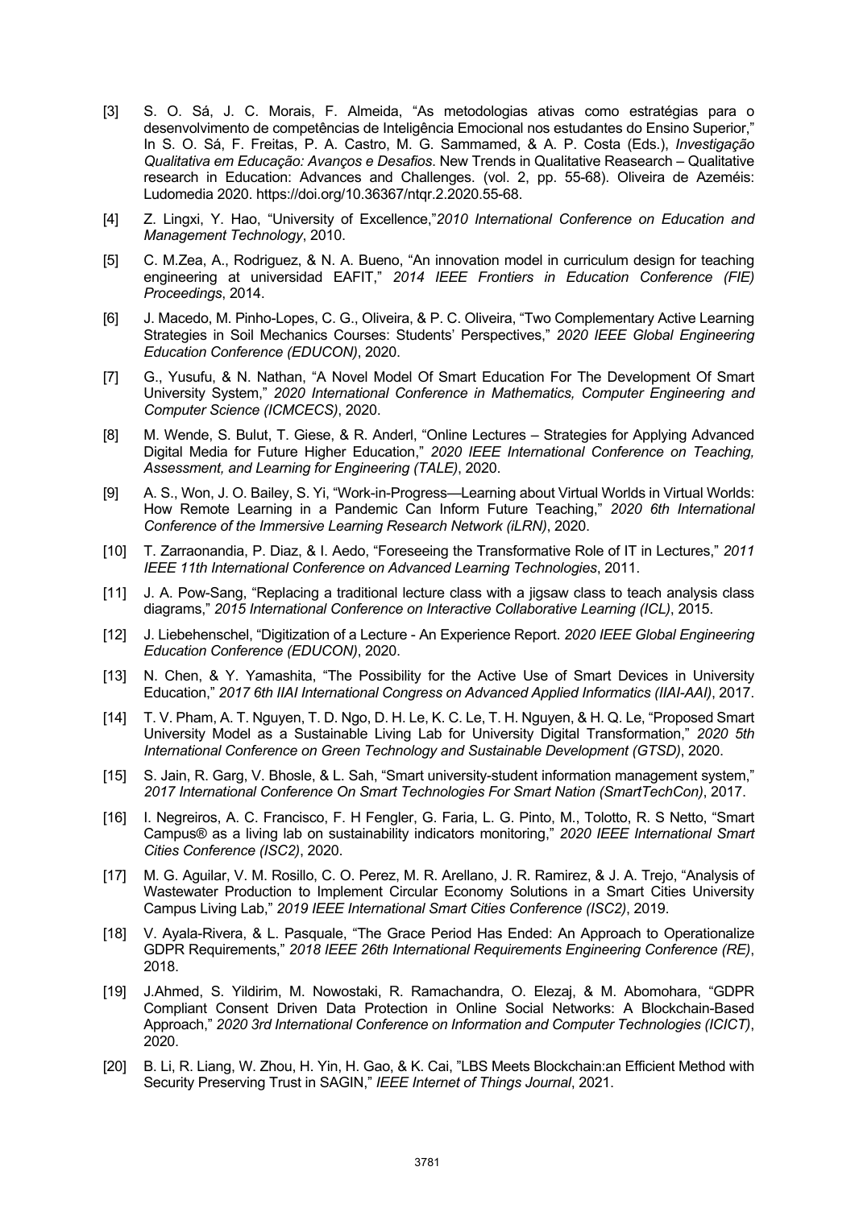[3] S. O. Sá, J. C. Morais, F. Almeida, "As metodologias ativas como estratégias para o desenvolvimento de competências de Inteligência Emocional nos estudantes do Ensino Superior," In S. O. Sá, F. Freitas, P. A. Castro, M. G. Sammamed, & A. P. Costa (Eds.), *Investigação Qualitativa em Educação: Avanços e Desafios*. New Trends in Qualitative Reasearch – Qualitative research in Education: Advances and Challenges. (vol. 2, pp. 55-68). Oliveira de Azeméis: Ludomedia 2020. https://doi.org/10.36367/ntqr.2.2020.55-68.

[4] Z. Lingxi, Y. Hao, "University of Excellence,"*2010 International Conference on Education and Management Technology*, 2010.

[5] C. M.Zea, A., Rodriguez, & N. A. Bueno, "An innovation model in curriculum design for teaching engineering at universidad EAFIT," *2014 IEEE Frontiers in Education Conference (FIE) Proceedings*, 2014.

[6] J. Macedo, M. Pinho-Lopes, C. G., Oliveira, & P. C. Oliveira, "Two Complementary Active Learning Strategies in Soil Mechanics Courses: Students' Perspectives," *2020 IEEE Global Engineering Education Conference (EDUCON)*, 2020.

[7] G., Yusufu, & N. Nathan, "A Novel Model Of Smart Education For The Development Of Smart University System," *2020 International Conference in Mathematics, Computer Engineering and Computer Science (ICMCECS)*, 2020.

[8] M. Wende, S. Bulut, T. Giese, & R. Anderl, "Online Lectures – Strategies for Applying Advanced Digital Media for Future Higher Education," *2020 IEEE International Conference on Teaching, Assessment, and Learning for Engineering (TALE)*, 2020.

[9] A. S., Won, J. O. Bailey, S. Yi, "Work-in-Progress—Learning about Virtual Worlds in Virtual Worlds: How Remote Learning in a Pandemic Can Inform Future Teaching," *2020 6th International Conference of the Immersive Learning Research Network (iLRN)*, 2020.

[10] T. Zarraonandia, P. Diaz, & I. Aedo, "Foreseeing the Transformative Role of IT in Lectures," *2011 IEEE 11th International Conference on Advanced Learning Technologies*, 2011.

[11] J. A. Pow-Sang, "Replacing a traditional lecture class with a jigsaw class to teach analysis class diagrams," *2015 International Conference on Interactive Collaborative Learning (ICL)*, 2015.

[12] J. Liebehenschel, "Digitization of a Lecture - An Experience Report. *2020 IEEE Global Engineering Education Conference (EDUCON)*, 2020.

[13] N. Chen, & Y. Yamashita, "The Possibility for the Active Use of Smart Devices in University Education," *2017 6th IIAI International Congress on Advanced Applied Informatics (IIAI-AAI)*, 2017.

[14] T. V. Pham, A. T. Nguyen, T. D. Ngo, D. H. Le, K. C. Le, T. H. Nguyen, & H. Q. Le, "Proposed Smart University Model as a Sustainable Living Lab for University Digital Transformation," *2020 5th International Conference on Green Technology and Sustainable Development (GTSD)*, 2020.

[15] S. Jain, R. Garg, V. Bhosle, & L. Sah, "Smart university-student information management system," *2017 International Conference On Smart Technologies For Smart Nation (SmartTechCon)*, 2017.

[16] I. Negreiros, A. C. Francisco, F. H Fengler, G. Faria, L. G. Pinto, M., Tolotto, R. S Netto, "Smart Campus® as a living lab on sustainability indicators monitoring," *2020 IEEE International Smart Cities Conference (ISC2)*, 2020.

[17] M. G. Aguilar, V. M. Rosillo, C. O. Perez, M. R. Arellano, J. R. Ramirez, & J. A. Trejo, "Analysis of Wastewater Production to Implement Circular Economy Solutions in a Smart Cities University Campus Living Lab," *2019 IEEE International Smart Cities Conference (ISC2)*, 2019.

[18] V. Ayala-Rivera, & L. Pasquale, "The Grace Period Has Ended: An Approach to Operationalize GDPR Requirements," *2018 IEEE 26th International Requirements Engineering Conference (RE)*, 2018.

[19] J.Ahmed, S. Yildirim, M. Nowostaki, R. Ramachandra, O. Elezaj, & M. Abomohara, "GDPR Compliant Consent Driven Data Protection in Online Social Networks: A Blockchain-Based Approach," *2020 3rd International Conference on Information and Computer Technologies (ICICT)*, 2020.

[20] B. Li, R. Liang, W. Zhou, H. Yin, H. Gao, & K. Cai, "LBS Meets Blockchain:an Efficient Method with Security Preserving Trust in SAGIN," *IEEE Internet of Things Journal*, 2021.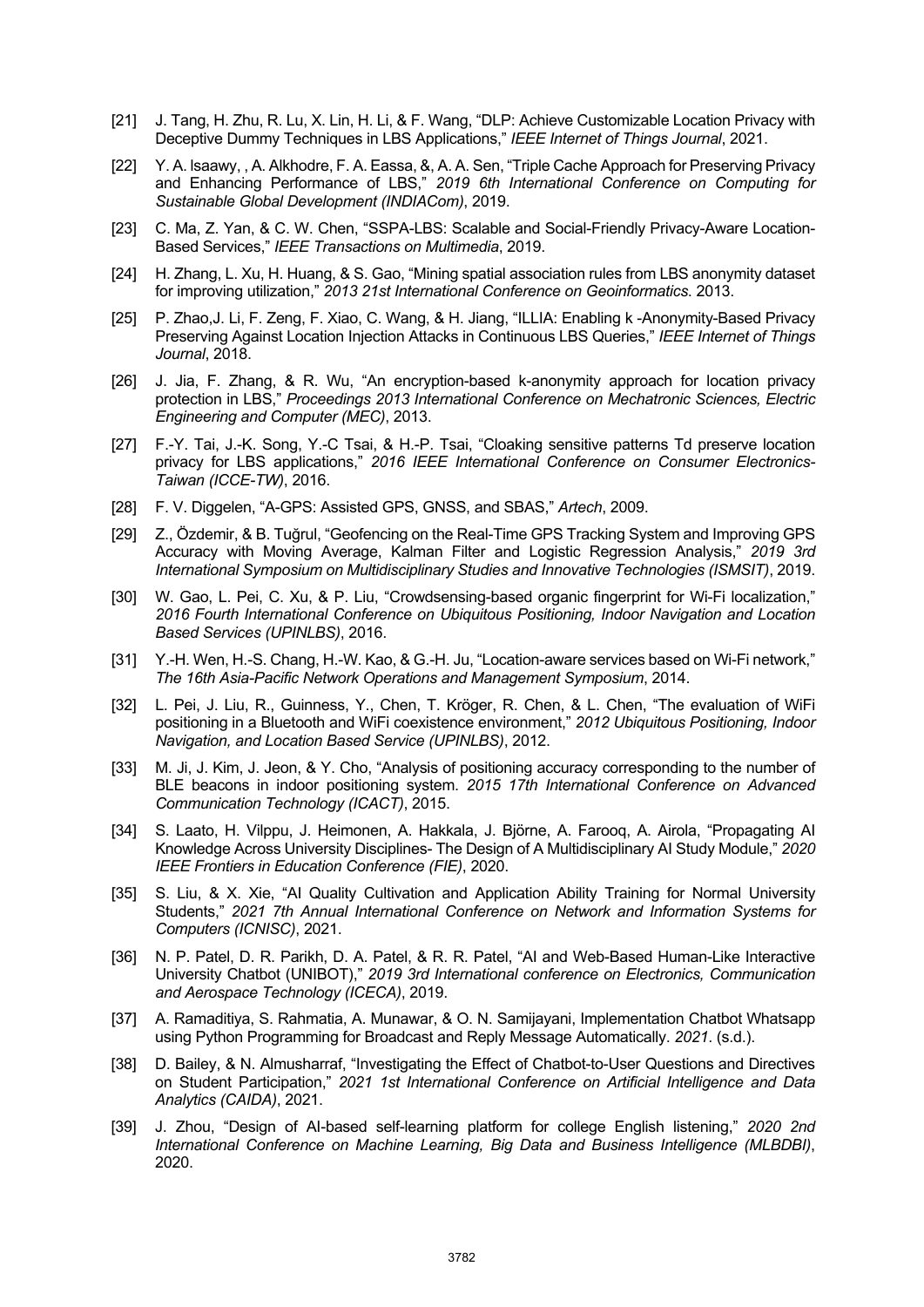[21] J. Tang, H. Zhu, R. Lu, X. Lin, H. Li, & F. Wang, "DLP: Achieve Customizable Location Privacy with Deceptive Dummy Techniques in LBS Applications," *IEEE Internet of Things Journal*, 2021.

[22] Y. A. lsaawy, , A. Alkhodre, F. A. Eassa, &, A. A. Sen, "Triple Cache Approach for Preserving Privacy and Enhancing Performance of LBS," *2019 6th International Conference on Computing for Sustainable Global Development (INDIACom)*, 2019.

[23] C. Ma, Z. Yan, & C. W. Chen, "SSPA-LBS: Scalable and Social-Friendly Privacy-Aware Location-Based Services," *IEEE Transactions on Multimedia*, 2019.

[24] H. Zhang, L. Xu, H. Huang, & S. Gao, "Mining spatial association rules from LBS anonymity dataset for improving utilization," *2013 21st International Conference on Geoinformatics*. 2013.

[25] P. Zhao,J. Li, F. Zeng, F. Xiao, C. Wang, & H. Jiang, "ILLIA: Enabling k -Anonymity-Based Privacy Preserving Against Location Injection Attacks in Continuous LBS Queries," *IEEE Internet of Things Journal*, 2018.

[26] J. Jia, F. Zhang, & R. Wu, "An encryption-based k-anonymity approach for location privacy protection in LBS," *Proceedings 2013 International Conference on Mechatronic Sciences, Electric Engineering and Computer (MEC)*, 2013.

[27] F.-Y. Tai, J.-K. Song, Y.-C Tsai, & H.-P. Tsai, "Cloaking sensitive patterns Td preserve location privacy for LBS applications," *2016 IEEE International Conference on Consumer Electronics-Taiwan (ICCE-TW)*, 2016.

[28] F. V. Diggelen, "A-GPS: Assisted GPS, GNSS, and SBAS," *Artech*, 2009.

[29] Z., Özdemir, & B. Tuğrul, "Geofencing on the Real-Time GPS Tracking System and Improving GPS Accuracy with Moving Average, Kalman Filter and Logistic Regression Analysis," *2019 3rd International Symposium on Multidisciplinary Studies and Innovative Technologies (ISMSIT)*, 2019.

[30] W. Gao, L. Pei, C. Xu, & P. Liu, "Crowdsensing-based organic fingerprint for Wi-Fi localization," *2016 Fourth International Conference on Ubiquitous Positioning, Indoor Navigation and Location Based Services (UPINLBS)*, 2016.

[31] Y.-H. Wen, H.-S. Chang, H.-W. Kao, & G.-H. Ju, "Location-aware services based on Wi-Fi network," *The 16th Asia-Pacific Network Operations and Management Symposium*, 2014.

[32] L. Pei, J. Liu, R., Guinness, Y., Chen, T. Kröger, R. Chen, & L. Chen, "The evaluation of WiFi positioning in a Bluetooth and WiFi coexistence environment," *2012 Ubiquitous Positioning, Indoor Navigation, and Location Based Service (UPINLBS)*, 2012.

[33] M. Ji, J. Kim, J. Jeon, & Y. Cho, "Analysis of positioning accuracy corresponding to the number of BLE beacons in indoor positioning system. *2015 17th International Conference on Advanced Communication Technology (ICACT)*, 2015.

[34] S. Laato, H. Vilppu, J. Heimonen, A. Hakkala, J. Björne, A. Farooq, A. Airola, "Propagating AI Knowledge Across University Disciplines- The Design of A Multidisciplinary AI Study Module," *2020 IEEE Frontiers in Education Conference (FIE)*, 2020.

[35] S. Liu, & X. Xie, "AI Quality Cultivation and Application Ability Training for Normal University Students," *2021 7th Annual International Conference on Network and Information Systems for Computers (ICNISC)*, 2021.

[36] N. P. Patel, D. R. Parikh, D. A. Patel, & R. R. Patel, "AI and Web-Based Human-Like Interactive University Chatbot (UNIBOT)," *2019 3rd International conference on Electronics, Communication and Aerospace Technology (ICECA)*, 2019.

[37] A. Ramaditiya, S. Rahmatia, A. Munawar, & O. N. Samijayani, Implementation Chatbot Whatsapp using Python Programming for Broadcast and Reply Message Automatically. *2021*. (s.d.).

[38] D. Bailey, & N. Almusharraf, "Investigating the Effect of Chatbot-to-User Questions and Directives on Student Participation," *2021 1st International Conference on Artificial Intelligence and Data Analytics (CAIDA)*, 2021.

[39] J. Zhou, "Design of AI-based self-learning platform for college English listening," *2020 2nd International Conference on Machine Learning, Big Data and Business Intelligence (MLBDBI)*, 2020.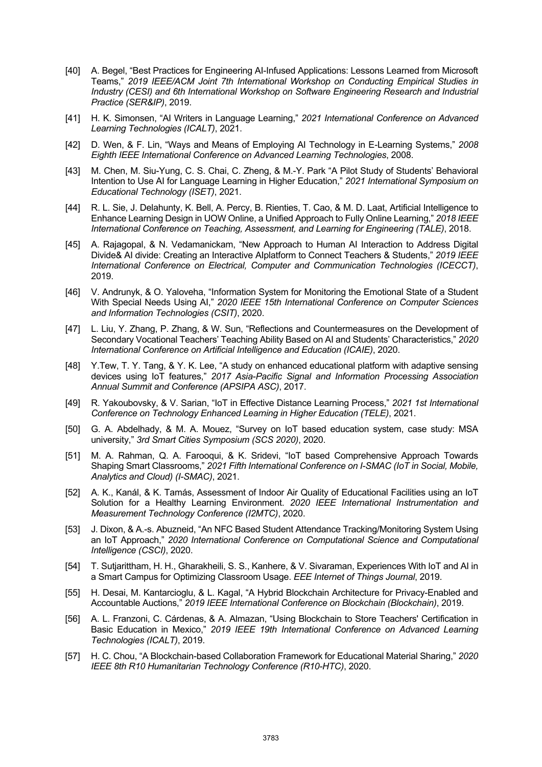[40] A. Begel, "Best Practices for Engineering AI-Infused Applications: Lessons Learned from Microsoft Teams," *2019 IEEE/ACM Joint 7th International Workshop on Conducting Empirical Studies in Industry (CESI) and 6th International Workshop on Software Engineering Research and Industrial Practice (SER&IP)*, 2019.

[41] H. K. Simonsen, "AI Writers in Language Learning," *2021 International Conference on Advanced Learning Technologies (ICALT)*, 2021.

[42] D. Wen, & F. Lin, "Ways and Means of Employing AI Technology in E-Learning Systems," *2008 Eighth IEEE International Conference on Advanced Learning Technologies*, 2008.

[43] M. Chen, M. Siu-Yung, C. S. Chai, C. Zheng, & M.-Y. Park "A Pilot Study of Students' Behavioral Intention to Use AI for Language Learning in Higher Education," *2021 International Symposium on Educational Technology (ISET)*, 2021.

[44] R. L. Sie, J. Delahunty, K. Bell, A. Percy, B. Rienties, T. Cao, & M. D. Laat, Artificial Intelligence to Enhance Learning Design in UOW Online, a Unified Approach to Fully Online Learning," *2018 IEEE International Conference on Teaching, Assessment, and Learning for Engineering (TALE)*, 2018.

[45] A. Rajagopal, & N. Vedamanickam, "New Approach to Human AI Interaction to Address Digital Divide& AI divide: Creating an Interactive AIplatform to Connect Teachers & Students," *2019 IEEE International Conference on Electrical, Computer and Communication Technologies (ICECCT)*, 2019.

[46] V. Andrunyk, & O. Yaloveha, "Information System for Monitoring the Emotional State of a Student With Special Needs Using AI," *2020 IEEE 15th International Conference on Computer Sciences and Information Technologies (CSIT)*, 2020.

[47] L. Liu, Y. Zhang, P. Zhang, & W. Sun, "Reflections and Countermeasures on the Development of Secondary Vocational Teachers' Teaching Ability Based on AI and Students' Characteristics," *2020 International Conference on Artificial Intelligence and Education (ICAIE)*, 2020.

[48] Y.Tew, T. Y. Tang, & Y. K. Lee, "A study on enhanced educational platform with adaptive sensing devices using IoT features," *2017 Asia-Pacific Signal and Information Processing Association Annual Summit and Conference (APSIPA ASC)*, 2017.

[49] R. Yakoubovsky, & V. Sarian, "IoT in Effective Distance Learning Process," *2021 1st International Conference on Technology Enhanced Learning in Higher Education (TELE)*, 2021.

[50] G. A. Abdelhady, & M. A. Mouez, "Survey on IoT based education system, case study: MSA university," *3rd Smart Cities Symposium (SCS 2020)*, 2020.

[51] M. A. Rahman, Q. A. Farooqui, & K. Sridevi, "IoT based Comprehensive Approach Towards Shaping Smart Classrooms," *2021 Fifth International Conference on I-SMAC (IoT in Social, Mobile, Analytics and Cloud) (I-SMAC)*, 2021.

[52] A. K., Kanál, & K. Tamás, Assessment of Indoor Air Quality of Educational Facilities using an IoT Solution for a Healthy Learning Environment. *2020 IEEE International Instrumentation and Measurement Technology Conference (I2MTC)*, 2020.

[53] J. Dixon, & A.-s. Abuzneid, "An NFC Based Student Attendance Tracking/Monitoring System Using an IoT Approach," *2020 International Conference on Computational Science and Computational Intelligence (CSCI)*, 2020.

[54] T. Sutjarittham, H. H., Gharakheili, S. S., Kanhere, & V. Sivaraman, Experiences With IoT and AI in a Smart Campus for Optimizing Classroom Usage. *EEE Internet of Things Journal*, 2019.

[55] H. Desai, M. Kantarcioglu, & L. Kagal, "A Hybrid Blockchain Architecture for Privacy-Enabled and Accountable Auctions," *2019 IEEE International Conference on Blockchain (Blockchain)*, 2019.

[56] A. L. Franzoni, C. Cárdenas, & A. Almazan, "Using Blockchain to Store Teachers' Certification in Basic Education in Mexico," *2019 IEEE 19th International Conference on Advanced Learning Technologies (ICALT)*, 2019.

[57] H. C. Chou, "A Blockchain-based Collaboration Framework for Educational Material Sharing," *2020 IEEE 8th R10 Humanitarian Technology Conference (R10-HTC)*, 2020.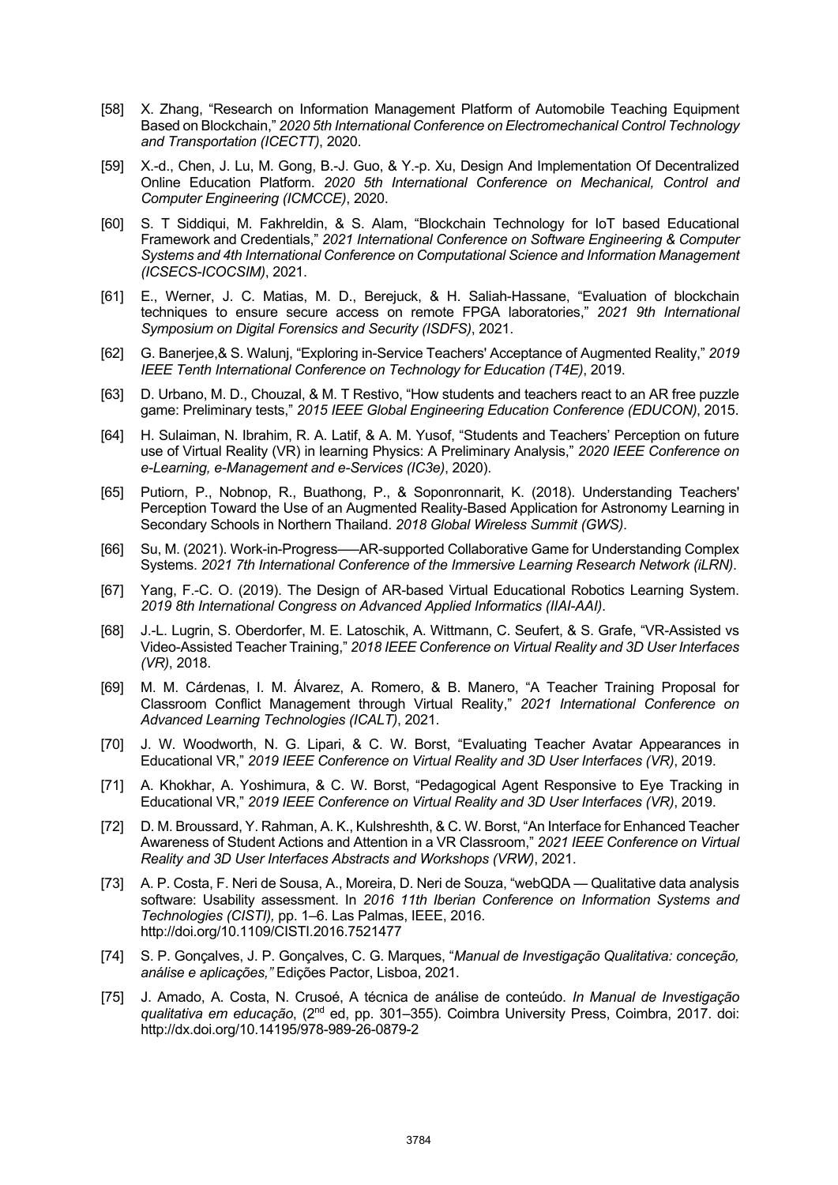[58] X. Zhang, "Research on Information Management Platform of Automobile Teaching Equipment Based on Blockchain," *2020 5th International Conference on Electromechanical Control Technology and Transportation (ICECTT)*, 2020.

[59] X.-d., Chen, J. Lu, M. Gong, B.-J. Guo, & Y.-p. Xu, Design And Implementation Of Decentralized Online Education Platform. *2020 5th International Conference on Mechanical, Control and Computer Engineering (ICMCCE)*, 2020.

[60] S. T Siddiqui, M. Fakhreldin, & S. Alam, "Blockchain Technology for IoT based Educational Framework and Credentials," *2021 International Conference on Software Engineering & Computer Systems and 4th International Conference on Computational Science and Information Management (ICSECS-ICOCSIM)*, 2021.

[61] E., Werner, J. C. Matias, M. D., Berejuck, & H. Saliah-Hassane, "Evaluation of blockchain techniques to ensure secure access on remote FPGA laboratories," *2021 9th International Symposium on Digital Forensics and Security (ISDFS)*, 2021.

[62] G. Banerjee,& S. Walunj, "Exploring in-Service Teachers' Acceptance of Augmented Reality," *2019 IEEE Tenth International Conference on Technology for Education (T4E)*, 2019.

[63] D. Urbano, M. D., Chouzal, & M. T Restivo, "How students and teachers react to an AR free puzzle game: Preliminary tests," *2015 IEEE Global Engineering Education Conference (EDUCON)*, 2015.

[64] H. Sulaiman, N. Ibrahim, R. A. Latif, & A. M. Yusof, "Students and Teachers' Perception on future use of Virtual Reality (VR) in learning Physics: A Preliminary Analysis," *2020 IEEE Conference on e-Learning, e-Management and e-Services (IC3e)*, 2020).

[65] Putiorn, P., Nobnop, R., Buathong, P., & Soponronnarit, K. (2018). Understanding Teachers' Perception Toward the Use of an Augmented Reality-Based Application for Astronomy Learning in Secondary Schools in Northern Thailand. *2018 Global Wireless Summit (GWS)*.

[66] Su, M. (2021). Work-in-Progress—AR-supported Collaborative Game for Understanding Complex Systems. *2021 7th International Conference of the Immersive Learning Research Network (iLRN)*.

[67] Yang, F.-C. O. (2019). The Design of AR-based Virtual Educational Robotics Learning System. *2019 8th International Congress on Advanced Applied Informatics (IIAI-AAI)*.

[68] J.-L. Lugrin, S. Oberdorfer, M. E. Latoschik, A. Wittmann, C. Seufert, & S. Grafe, "VR-Assisted vs Video-Assisted Teacher Training," *2018 IEEE Conference on Virtual Reality and 3D User Interfaces (VR)*, 2018.

[69] M. M. Cárdenas, I. M. Álvarez, A. Romero, & B. Manero, "A Teacher Training Proposal for Classroom Conflict Management through Virtual Reality," *2021 International Conference on Advanced Learning Technologies (ICALT)*, 2021.

[70] J. W. Woodworth, N. G. Lipari, & C. W. Borst, "Evaluating Teacher Avatar Appearances in Educational VR," *2019 IEEE Conference on Virtual Reality and 3D User Interfaces (VR)*, 2019.

[71] A. Khokhar, A. Yoshimura, & C. W. Borst, "Pedagogical Agent Responsive to Eye Tracking in Educational VR," *2019 IEEE Conference on Virtual Reality and 3D User Interfaces (VR)*, 2019.

[72] D. M. Broussard, Y. Rahman, A. K., Kulshreshth, & C. W. Borst, "An Interface for Enhanced Teacher Awareness of Student Actions and Attention in a VR Classroom," *2021 IEEE Conference on Virtual Reality and 3D User Interfaces Abstracts and Workshops (VRW)*, 2021.

[73] A. P. Costa, F. Neri de Sousa, A., Moreira, D. Neri de Souza, "webQDA — Qualitative data analysis software: Usability assessment. In *2016 11th Iberian Conference on Information Systems and Technologies (CISTI),* pp. 1–6. Las Palmas, IEEE, 2016. http://doi.org/10.1109/CISTI.2016.7521477

[74] S. P. Gonçalves, J. P. Gonçalves, C. G. Marques, "*Manual de Investigação Qualitativa: conceção, análise e aplicações,"* Edições Pactor, Lisboa, 2021.

[75] J. Amado, A. Costa, N. Crusoé, A técnica de análise de conteúdo. *In Manual de Investigação qualitativa em educação*, (2nd ed, pp. 301–355). Coimbra University Press, Coimbra, 2017. doi: http://dx.doi.org/10.14195/978-989-26-0879-2